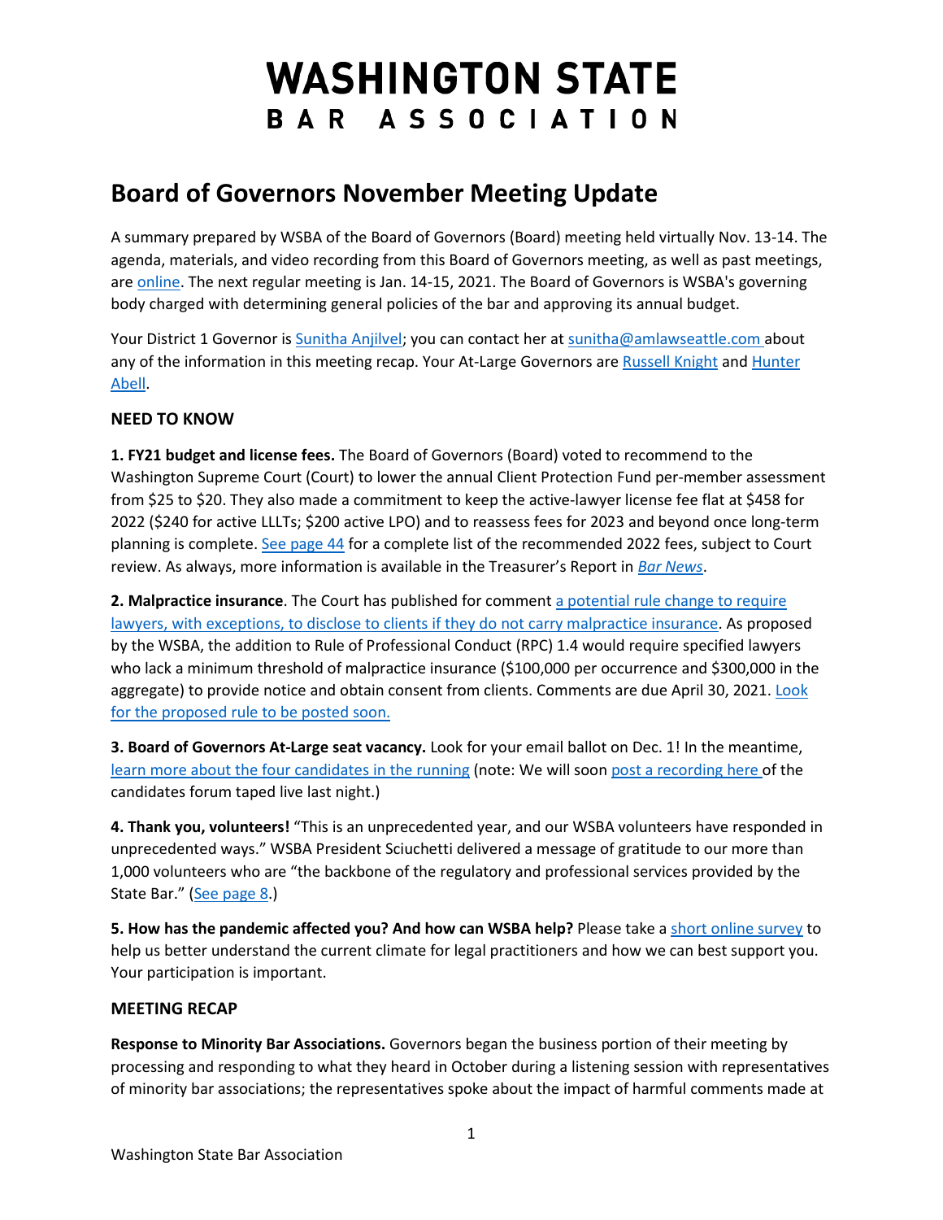# WASHINGTON STATE BAR ASSOCIATION

## Board of Governors November Meeting Update

A summary prepared by WSBA of the Board of Governors (Board) meeting held virtually Nov. 13-14. The agenda, materials, and video recording from this Board of Governors meeting, as well as past meetings, are online. The next regular meeting is Jan. 14-15, 2021. The Board of Governors is WSBA's governing body charged with determining general policies of the bar and approving its annual budget.

Your District 1 Governor is Sunitha Anjilvel; you can contact her at sunitha@amlawseattle.com about any of the information in this meeting recap. Your At-Large Governors are Russell Knight and Hunter Abell.

### NEED TO KNOW

**1. FY21 budget and license fees.** The Board of Governors (Board) voted to recommend to the Washington Supreme Court (Court) to lower the annual Client Protection Fund per-member assessment from $25 to $20. They also made a commitment to keep the active-lawyer license fee flat at $458 for 2022 ($240 for active LLLTs; $200 active LPO) and to reassess fees for 2023 and beyond once long-term planning is complete. See page 44 for a complete list of the recommended 2022 fees, subject to Court review. As always, more information is available in the Treasurer's Report in *Bar News*.

**2. Malpractice insurance**. The Court has published for comment a potential rule change to require lawyers, with exceptions, to disclose to clients if they do not carry malpractice insurance. As proposed by the WSBA, the addition to Rule of Professional Conduct (RPC) 1.4 would require specified lawyers who lack a minimum threshold of malpractice insurance ($100,000 per occurrence and $300,000 in the aggregate) to provide notice and obtain consent from clients. Comments are due April 30, 2021. Look for the proposed rule to be posted soon.

**3. Board of Governors At-Large seat vacancy.** Look for your email ballot on Dec. 1! In the meantime, learn more about the four candidates in the running (note: We will soon post a recording here of the candidates forum taped live last night.)

**4. Thank you, volunteers!** "This is an unprecedented year, and our WSBA volunteers have responded in unprecedented ways." WSBA President Sciuchetti delivered a message of gratitude to our more than 1,000 volunteers who are "the backbone of the regulatory and professional services provided by the State Bar." (See page 8.)

**5. How has the pandemic affected you? And how can WSBA help?** Please take a short online survey to help us better understand the current climate for legal practitioners and how we can best support you. Your participation is important.

### MEETING RECAP

**Response to Minority Bar Associations.** Governors began the business portion of their meeting by processing and responding to what they heard in October during a listening session with representatives of minority bar associations; the representatives spoke about the impact of harmful comments made at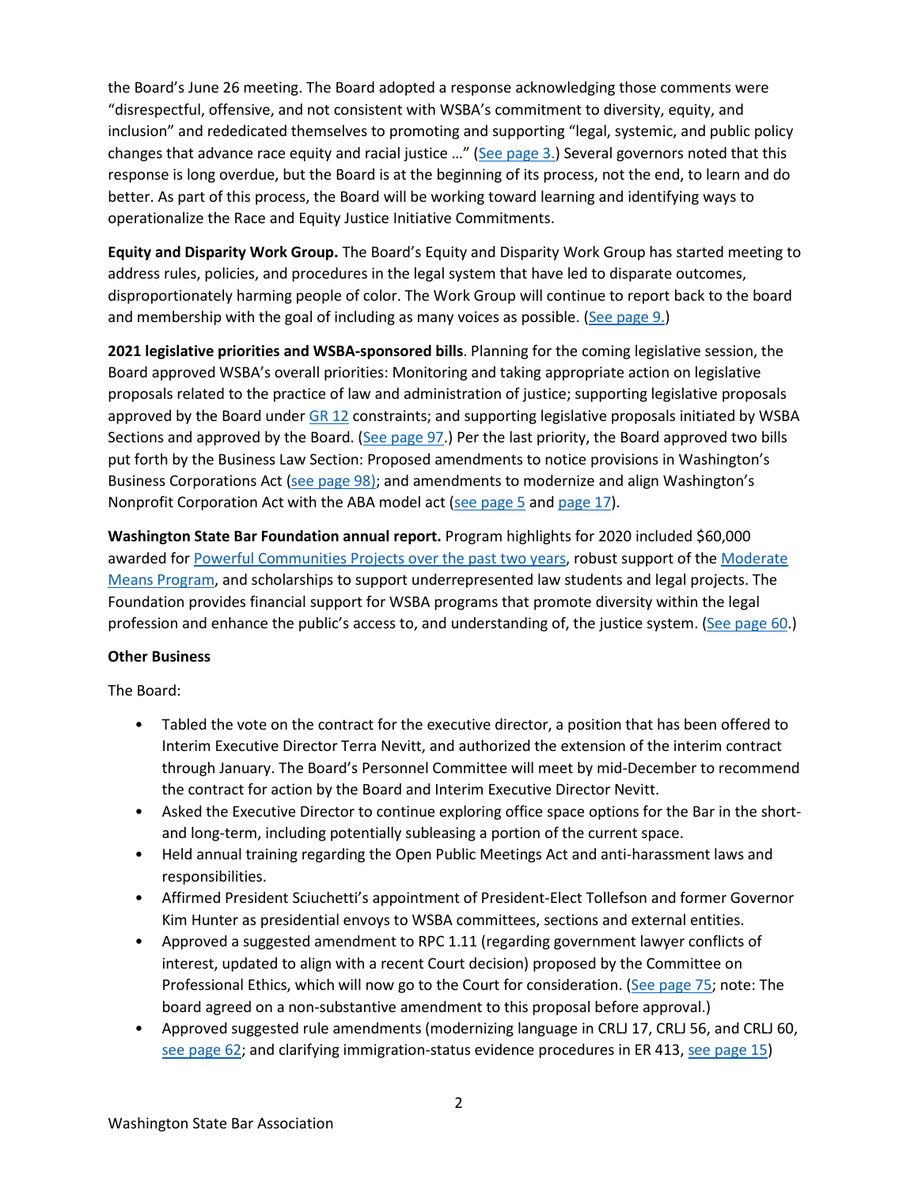the Board's June 26 meeting. The Board adopted a response acknowledging those comments were "disrespectful, offensive, and not consistent with WSBA's commitment to diversity, equity, and inclusion" and rededicated themselves to promoting and supporting "legal, systemic, and public policy changes that advance race equity and racial justice …" (See page 3.) Several governors noted that this response is long overdue, but the Board is at the beginning of its process, not the end, to learn and do better. As part of this process, the Board will be working toward learning and identifying ways to operationalize the Race and Equity Justice Initiative Commitments.

**Equity and Disparity Work Group.** The Board's Equity and Disparity Work Group has started meeting to address rules, policies, and procedures in the legal system that have led to disparate outcomes, disproportionately harming people of color. The Work Group will continue to report back to the board and membership with the goal of including as many voices as possible. (See page 9.)

**2021 legislative priorities and WSBA-sponsored bills**. Planning for the coming legislative session, the Board approved WSBA's overall priorities: Monitoring and taking appropriate action on legislative proposals related to the practice of law and administration of justice; supporting legislative proposals approved by the Board under GR 12 constraints; and supporting legislative proposals initiated by WSBA Sections and approved by the Board. (See page 97.) Per the last priority, the Board approved two bills put forth by the Business Law Section: Proposed amendments to notice provisions in Washington's Business Corporations Act (see page 98); and amendments to modernize and align Washington's Nonprofit Corporation Act with the ABA model act (see page 5 and page 17).

**Washington State Bar Foundation annual report.** Program highlights for 2020 included $60,000 awarded for Powerful Communities Projects over the past two years, robust support of the Moderate Means Program, and scholarships to support underrepresented law students and legal projects. The Foundation provides financial support for WSBA programs that promote diversity within the legal profession and enhance the public's access to, and understanding of, the justice system. (See page 60.)

**Other Business**

The Board:

- Tabled the vote on the contract for the executive director, a position that has been offered to Interim Executive Director Terra Nevitt, and authorized the extension of the interim contract through January. The Board's Personnel Committee will meet by mid-December to recommend the contract for action by the Board and Interim Executive Director Nevitt.
- Asked the Executive Director to continue exploring office space options for the Bar in the short- and long-term, including potentially subleasing a portion of the current space.
- Held annual training regarding the Open Public Meetings Act and anti-harassment laws and responsibilities.
- Affirmed President Sciuchetti's appointment of President-Elect Tollefson and former Governor Kim Hunter as presidential envoys to WSBA committees, sections and external entities.
- Approved a suggested amendment to RPC 1.11 (regarding government lawyer conflicts of interest, updated to align with a recent Court decision) proposed by the Committee on Professional Ethics, which will now go to the Court for consideration. (See page 75; note: The board agreed on a non-substantive amendment to this proposal before approval.)
- Approved suggested rule amendments (modernizing language in CRLJ 17, CRLJ 56, and CRLJ 60, see page 62; and clarifying immigration-status evidence procedures in ER 413, see page 15)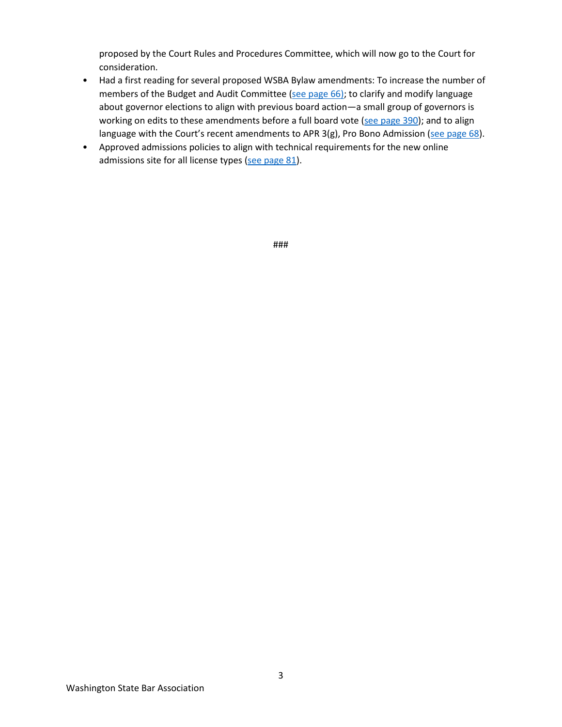proposed by the Court Rules and Procedures Committee, which will now go to the Court for consideration.

- Had a first reading for several proposed WSBA Bylaw amendments: To increase the number of members of the Budget and Audit Committee (see page 66); to clarify and modify language about governor elections to align with previous board action—a small group of governors is working on edits to these amendments before a full board vote (see page 390); and to align language with the Court's recent amendments to APR 3(g), Pro Bono Admission (see page 68).
- Approved admissions policies to align with technical requirements for the new online admissions site for all license types (see page 81).

###